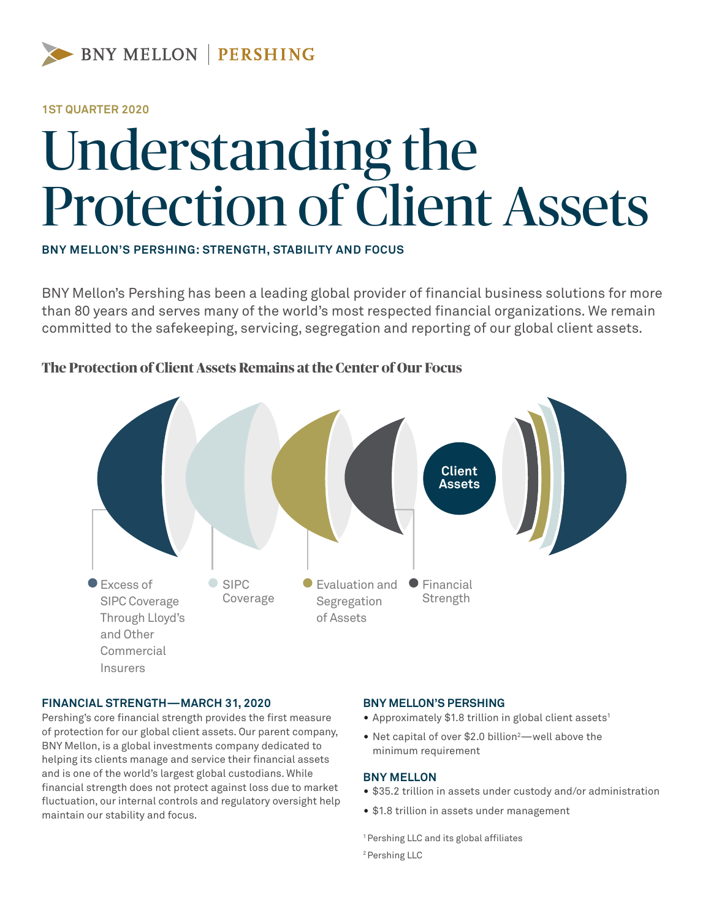BNY MELLON | PERSHING

1ST QUARTER 2020

# Understanding the Protection of Client Assets

**BNY MELLON'S PERSHING: STRENGTH, STABILITY AND FOCUS**

BNY Mellon's Pershing has been a leading global provider of financial business solutions for more than 80 years and serves many of the world's most respected financial organizations. We remain committed to the safekeeping, servicing, segregation and reporting of our global client assets.

### The Protection of Client Assets Remains at the Center of Our Focus

Client Assets

- Excess of SIPC Coverage Through Lloyd's and Other Commercial Insurers
- SIPC Coverage
- Evaluation and Segregation of Assets
- Financial Strength

## FINANCIAL STRENGTH—MARCH 31, 2020

Pershing's core financial strength provides the first measure of protection for our global client assets. Our parent company, BNY Mellon, is a global investments company dedicated to helping its clients manage and service their financial assets and is one of the world's largest global custodians. While financial strength does not protect against loss due to market fluctuation, our internal controls and regulatory oversight help maintain our stability and focus.

## BNY MELLON'S PERSHING

- Approximately $1.8 trillion in global client assets[1]
- Net capital of over $2.0 billion[2]—well above the minimum requirement

## BNY MELLON

- $35.2 trillion in assets under custody and/or administration
- $1.8 trillion in assets under management

[1] Pershing LLC and its global affiliates

[2] Pershing LLC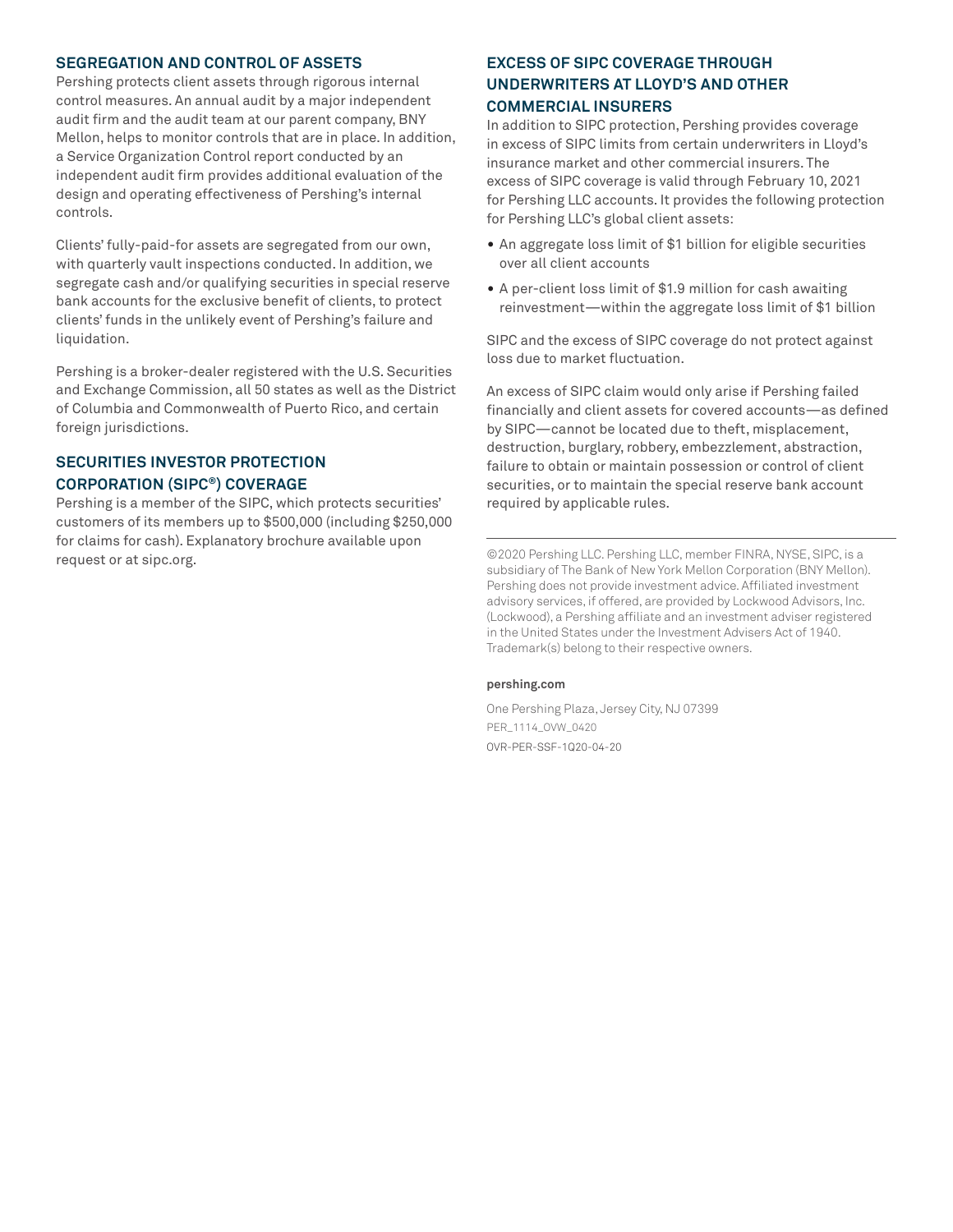## SEGREGATION AND CONTROL OF ASSETS

Pershing protects client assets through rigorous internal control measures. An annual audit by a major independent audit firm and the audit team at our parent company, BNY Mellon, helps to monitor controls that are in place. In addition, a Service Organization Control report conducted by an independent audit firm provides additional evaluation of the design and operating effectiveness of Pershing's internal controls.

Clients' fully-paid-for assets are segregated from our own, with quarterly vault inspections conducted. In addition, we segregate cash and/or qualifying securities in special reserve bank accounts for the exclusive benefit of clients, to protect clients' funds in the unlikely event of Pershing's failure and liquidation.

Pershing is a broker-dealer registered with the U.S. Securities and Exchange Commission, all 50 states as well as the District of Columbia and Commonwealth of Puerto Rico, and certain foreign jurisdictions.

## SECURITIES INVESTOR PROTECTION CORPORATION (SIPC®) COVERAGE

Pershing is a member of the SIPC, which protects securities' customers of its members up to $500,000 (including $250,000 for claims for cash). Explanatory brochure available upon request or at sipc.org.

## EXCESS OF SIPC COVERAGE THROUGH UNDERWRITERS AT LLOYD'S AND OTHER COMMERCIAL INSURERS

In addition to SIPC protection, Pershing provides coverage in excess of SIPC limits from certain underwriters in Lloyd's insurance market and other commercial insurers. The excess of SIPC coverage is valid through February 10, 2021 for Pershing LLC accounts. It provides the following protection for Pershing LLC's global client assets:

- An aggregate loss limit of $1 billion for eligible securities over all client accounts
- A per-client loss limit of $1.9 million for cash awaiting reinvestment—within the aggregate loss limit of $1 billion

SIPC and the excess of SIPC coverage do not protect against loss due to market fluctuation.

An excess of SIPC claim would only arise if Pershing failed financially and client assets for covered accounts—as defined by SIPC—cannot be located due to theft, misplacement, destruction, burglary, robbery, embezzlement, abstraction, failure to obtain or maintain possession or control of client securities, or to maintain the special reserve bank account required by applicable rules.

---

©2020 Pershing LLC. Pershing LLC, member FINRA, NYSE, SIPC, is a subsidiary of The Bank of New York Mellon Corporation (BNY Mellon). Pershing does not provide investment advice. Affiliated investment advisory services, if offered, are provided by Lockwood Advisors, Inc. (Lockwood), a Pershing affiliate and an investment adviser registered in the United States under the Investment Advisers Act of 1940. Trademark(s) belong to their respective owners.

**pershing.com**

One Pershing Plaza, Jersey City, NJ 07399
PER_1114_OVW_0420
OVR-PER-SSF-1Q20-04-20